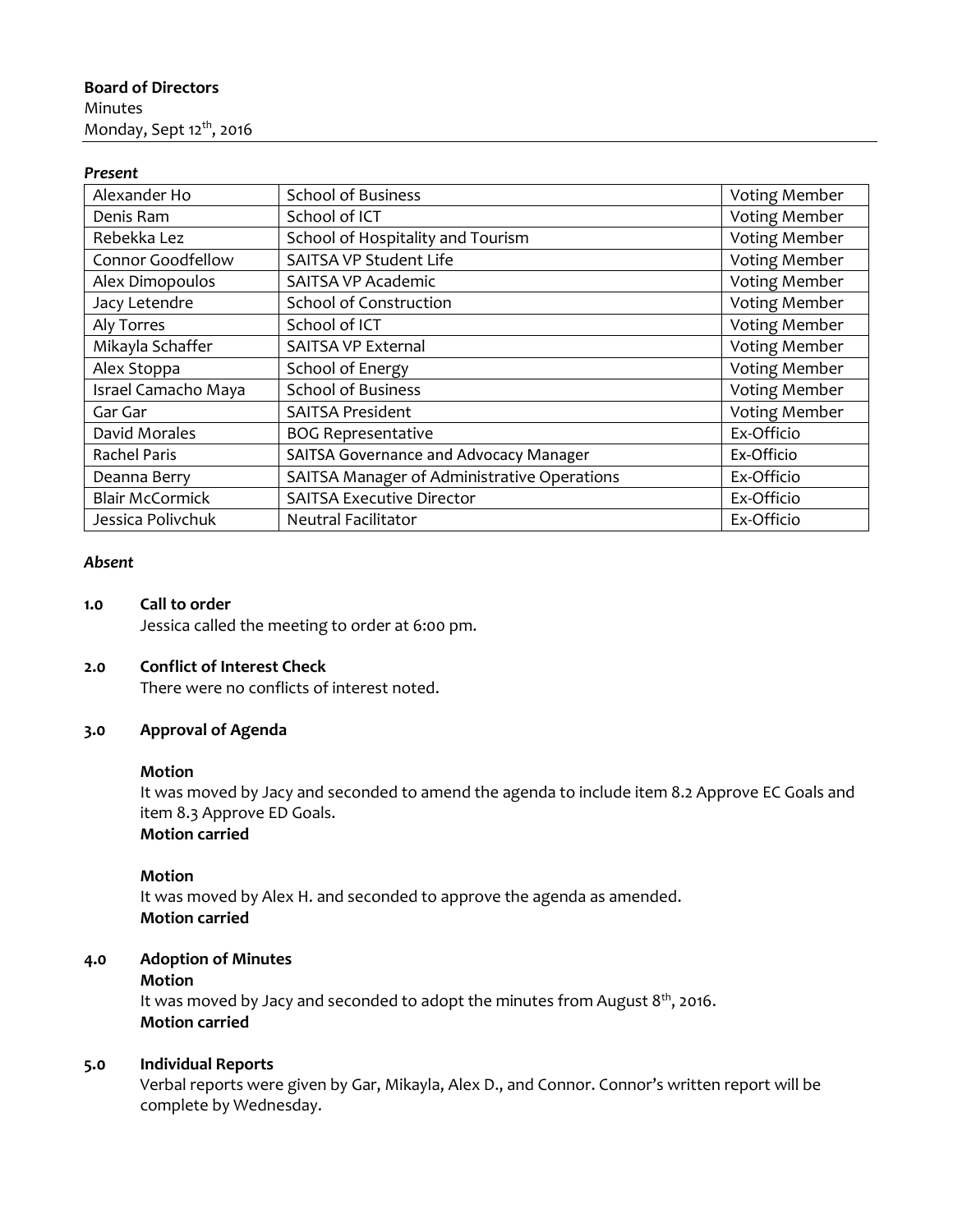**Board of Directors**
Minutes
Monday, Sept 12th, 2016

***Present***

| Alexander Ho | School of Business | Voting Member |
|---|---|---|
| Denis Ram | School of ICT | Voting Member |
| Rebekka Lez | School of Hospitality and Tourism | Voting Member |
| Connor Goodfellow | SAITSA VP Student Life | Voting Member |
| Alex Dimopoulos | SAITSA VP Academic | Voting Member |
| Jacy Letendre | School of Construction | Voting Member |
| Aly Torres | School of ICT | Voting Member |
| Mikayla Schaffer | SAITSA VP External | Voting Member |
| Alex Stoppa | School of Energy | Voting Member |
| Israel Camacho Maya | School of Business | Voting Member |
| Gar Gar | SAITSA President | Voting Member |
| David Morales | BOG Representative | Ex-Officio |
| Rachel Paris | SAITSA Governance and Advocacy Manager | Ex-Officio |
| Deanna Berry | SAITSA Manager of Administrative Operations | Ex-Officio |
| Blair McCormick | SAITSA Executive Director | Ex-Officio |
| Jessica Polivchuk | Neutral Facilitator | Ex-Officio |

***Absent***

**1.0 Call to order**

Jessica called the meeting to order at 6:00 pm.

**2.0 Conflict of Interest Check**

There were no conflicts of interest noted.

**3.0 Approval of Agenda**

**Motion**
It was moved by Jacy and seconded to amend the agenda to include item 8.2 Approve EC Goals and item 8.3 Approve ED Goals.
**Motion carried**

**Motion**
It was moved by Alex H. and seconded to approve the agenda as amended.
**Motion carried**

**4.0 Adoption of Minutes**

**Motion**
It was moved by Jacy and seconded to adopt the minutes from August 8th, 2016.
**Motion carried**

**5.0 Individual Reports**

Verbal reports were given by Gar, Mikayla, Alex D., and Connor. Connor's written report will be complete by Wednesday.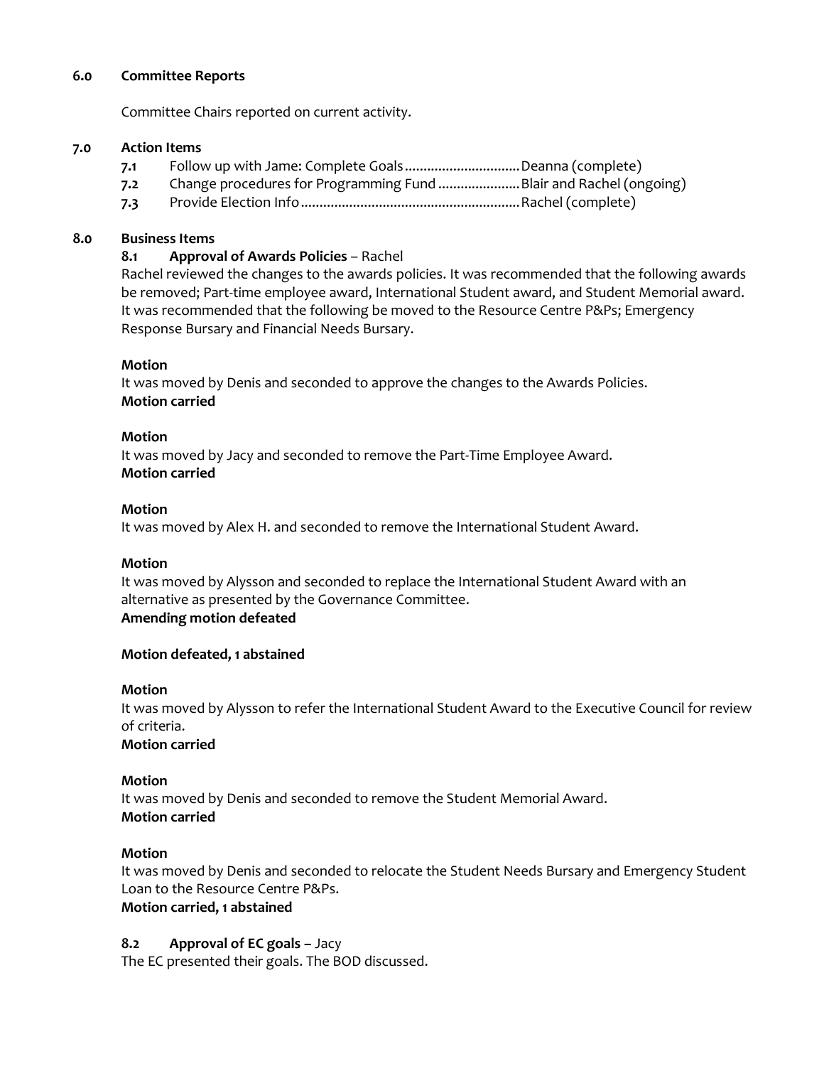## 6.0 Committee Reports

Committee Chairs reported on current activity.

## 7.0 Action Items

- **7.1** Follow up with Jame: Complete Goals................................Deanna (complete)
- **7.2** Change procedures for Programming Fund......................Blair and Rachel (ongoing)
- **7.3** Provide Election Info..........................................................Rachel (complete)

## 8.0 Business Items

### 8.1 Approval of Awards Policies – Rachel

Rachel reviewed the changes to the awards policies. It was recommended that the following awards be removed; Part-time employee award, International Student award, and Student Memorial award. It was recommended that the following be moved to the Resource Centre P&Ps; Emergency Response Bursary and Financial Needs Bursary.

**Motion**

It was moved by Denis and seconded to approve the changes to the Awards Policies.

**Motion carried**

**Motion**

It was moved by Jacy and seconded to remove the Part-Time Employee Award.

**Motion carried**

**Motion**

It was moved by Alex H. and seconded to remove the International Student Award.

**Motion**

It was moved by Alysson and seconded to replace the International Student Award with an alternative as presented by the Governance Committee.

**Amending motion defeated**

**Motion defeated, 1 abstained**

**Motion**

It was moved by Alysson to refer the International Student Award to the Executive Council for review of criteria.

**Motion carried**

**Motion**

It was moved by Denis and seconded to remove the Student Memorial Award.

**Motion carried**

**Motion**

It was moved by Denis and seconded to relocate the Student Needs Bursary and Emergency Student Loan to the Resource Centre P&Ps.

**Motion carried, 1 abstained**

### 8.2 Approval of EC goals – Jacy

The EC presented their goals. The BOD discussed.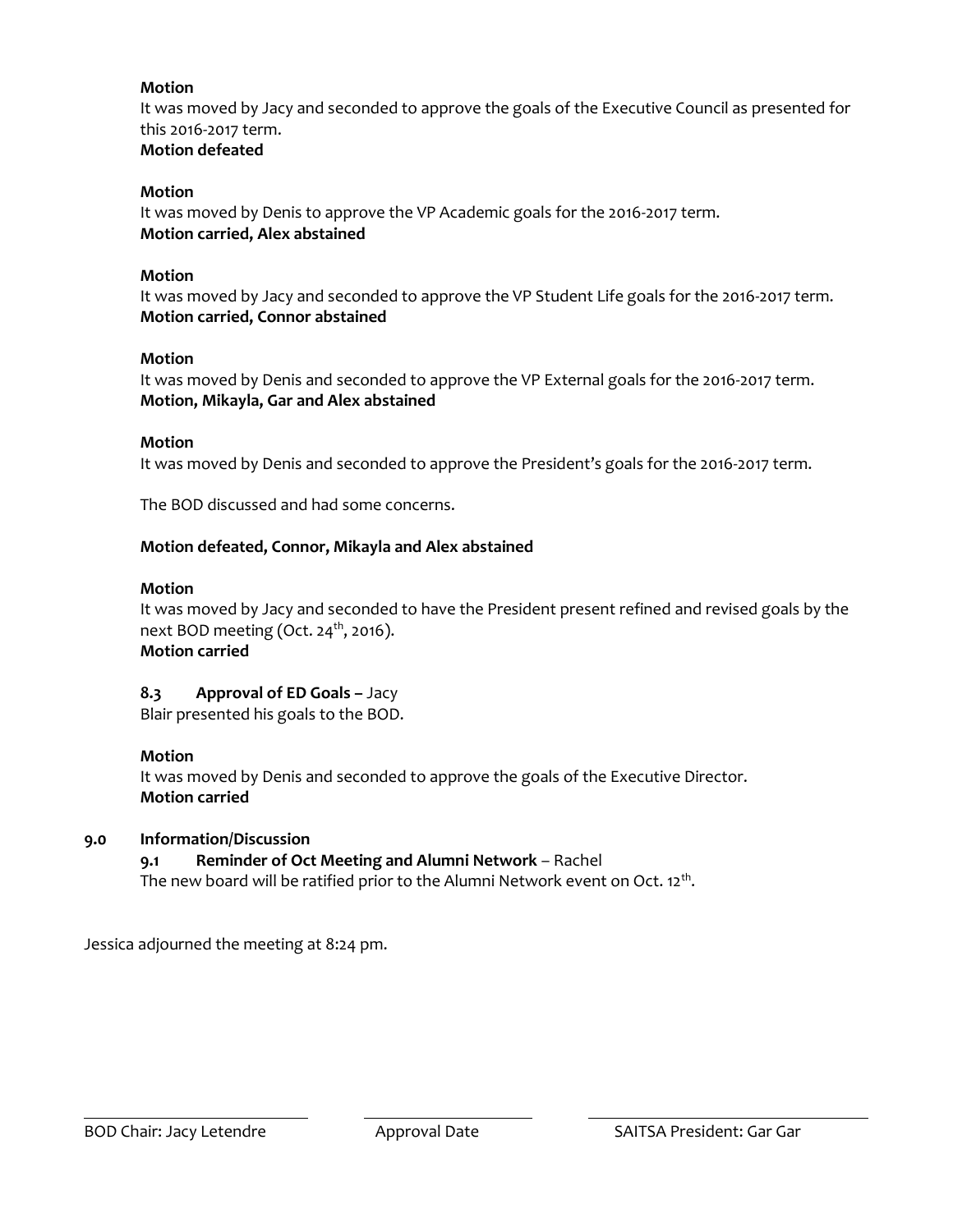**Motion**

It was moved by Jacy and seconded to approve the goals of the Executive Council as presented for this 2016-2017 term.

**Motion defeated**

**Motion**

It was moved by Denis to approve the VP Academic goals for the 2016-2017 term.

**Motion carried, Alex abstained**

**Motion**

It was moved by Jacy and seconded to approve the VP Student Life goals for the 2016-2017 term.

**Motion carried, Connor abstained**

**Motion**

It was moved by Denis and seconded to approve the VP External goals for the 2016-2017 term.

**Motion, Mikayla, Gar and Alex abstained**

**Motion**

It was moved by Denis and seconded to approve the President's goals for the 2016-2017 term.

The BOD discussed and had some concerns.

**Motion defeated, Connor, Mikayla and Alex abstained**

**Motion**

It was moved by Jacy and seconded to have the President present refined and revised goals by the next BOD meeting (Oct. 24th, 2016).

**Motion carried**

**8.3 Approval of ED Goals –** Jacy

Blair presented his goals to the BOD.

**Motion**

It was moved by Denis and seconded to approve the goals of the Executive Director.

**Motion carried**

## 9.0 Information/Discussion

**9.1 Reminder of Oct Meeting and Alumni Network** – Rachel

The new board will be ratified prior to the Alumni Network event on Oct. 12th.

Jessica adjourned the meeting at 8:24 pm.

BOD Chair: Jacy Letendre

Approval Date

SAITSA President: Gar Gar